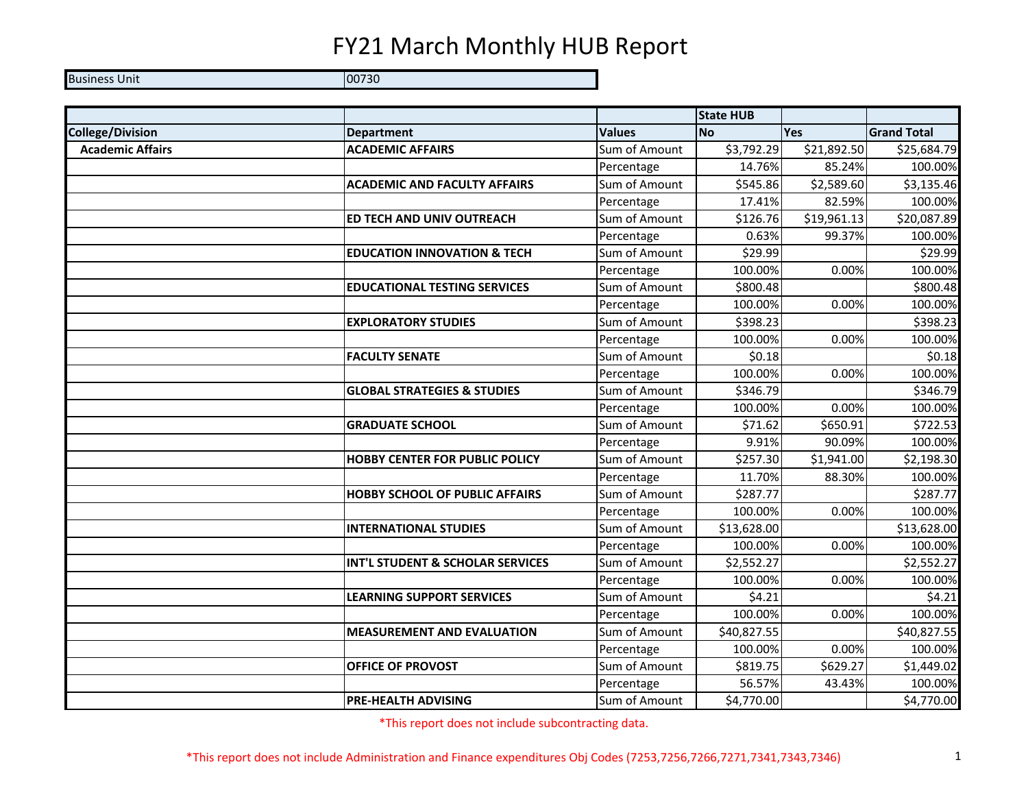# FY21 March Monthly HUB Report

| Business Unit | 00730 |
|---|---|

| | | | State HUB | | |
|---|---|---|---|---|---|
| **College/Division** | **Department** | **Values** | **No** | **Yes** | **Grand Total** |
| **Academic Affairs** | **ACADEMIC AFFAIRS** | Sum of Amount | $3,792.29 | $21,892.50 | $25,684.79 |
| | | Percentage | 14.76% | 85.24% | 100.00% |
| | **ACADEMIC AND FACULTY AFFAIRS** | Sum of Amount | $545.86 | $2,589.60 | $3,135.46 |
| | | Percentage | 17.41% | 82.59% | 100.00% |
| | **ED TECH AND UNIV OUTREACH** | Sum of Amount | $126.76 | $19,961.13 | $20,087.89 |
| | | Percentage | 0.63% | 99.37% | 100.00% |
| | **EDUCATION INNOVATION & TECH** | Sum of Amount | $29.99 | | $29.99 |
| | | Percentage | 100.00% | 0.00% | 100.00% |
| | **EDUCATIONAL TESTING SERVICES** | Sum of Amount | $800.48 | | $800.48 |
| | | Percentage | 100.00% | 0.00% | 100.00% |
| | **EXPLORATORY STUDIES** | Sum of Amount | $398.23 | | $398.23 |
| | | Percentage | 100.00% | 0.00% | 100.00% |
| | **FACULTY SENATE** | Sum of Amount | $0.18 | | $0.18 |
| | | Percentage | 100.00% | 0.00% | 100.00% |
| | **GLOBAL STRATEGIES & STUDIES** | Sum of Amount | $346.79 | | $346.79 |
| | | Percentage | 100.00% | 0.00% | 100.00% |
| | **GRADUATE SCHOOL** | Sum of Amount | $71.62 | $650.91 | $722.53 |
| | | Percentage | 9.91% | 90.09% | 100.00% |
| | **HOBBY CENTER FOR PUBLIC POLICY** | Sum of Amount | $257.30 | $1,941.00 | $2,198.30 |
| | | Percentage | 11.70% | 88.30% | 100.00% |
| | **HOBBY SCHOOL OF PUBLIC AFFAIRS** | Sum of Amount | $287.77 | | $287.77 |
| | | Percentage | 100.00% | 0.00% | 100.00% |
| | **INTERNATIONAL STUDIES** | Sum of Amount | $13,628.00 | | $13,628.00 |
| | | Percentage | 100.00% | 0.00% | 100.00% |
| | **INT'L STUDENT & SCHOLAR SERVICES** | Sum of Amount | $2,552.27 | | $2,552.27 |
| | | Percentage | 100.00% | 0.00% | 100.00% |
| | **LEARNING SUPPORT SERVICES** | Sum of Amount | $4.21 | | $4.21 |
| | | Percentage | 100.00% | 0.00% | 100.00% |
| | **MEASUREMENT AND EVALUATION** | Sum of Amount | $40,827.55 | | $40,827.55 |
| | | Percentage | 100.00% | 0.00% | 100.00% |
| | **OFFICE OF PROVOST** | Sum of Amount | $819.75 | $629.27 | $1,449.02 |
| | | Percentage | 56.57% | 43.43% | 100.00% |
| | **PRE-HEALTH ADVISING** | Sum of Amount | $4,770.00 | | $4,770.00 |

*This report does not include subcontracting data.

*This report does not include Administration and Finance expenditures Obj Codes (7253,7256,7266,7271,7341,7343,7346)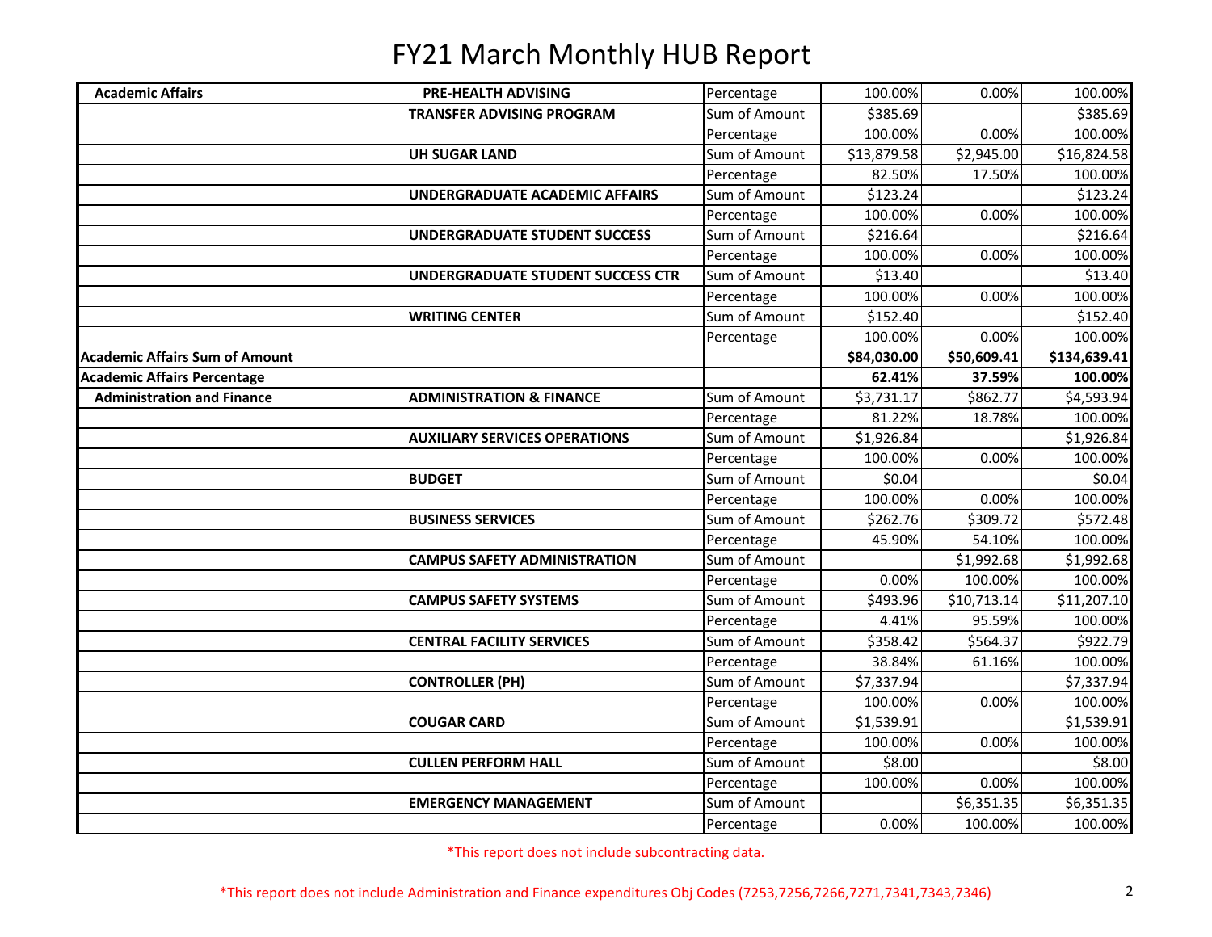# FY21 March Monthly HUB Report

| | | | | | |
|---|---|---|---|---|---|
| **Academic Affairs** | **PRE-HEALTH ADVISING** | Percentage | 100.00% | 0.00% | 100.00% |
| | **TRANSFER ADVISING PROGRAM** | Sum of Amount | $385.69 | | $385.69 |
| | | Percentage | 100.00% | 0.00% | 100.00% |
| | **UH SUGAR LAND** | Sum of Amount | $13,879.58 | $2,945.00 | $16,824.58 |
| | | Percentage | 82.50% | 17.50% | 100.00% |
| | **UNDERGRADUATE ACADEMIC AFFAIRS** | Sum of Amount | $123.24 | | $123.24 |
| | | Percentage | 100.00% | 0.00% | 100.00% |
| | **UNDERGRADUATE STUDENT SUCCESS** | Sum of Amount | $216.64 | | $216.64 |
| | | Percentage | 100.00% | 0.00% | 100.00% |
| | **UNDERGRADUATE STUDENT SUCCESS CTR** | Sum of Amount | $13.40 | | $13.40 |
| | | Percentage | 100.00% | 0.00% | 100.00% |
| | **WRITING CENTER** | Sum of Amount | $152.40 | | $152.40 |
| | | Percentage | 100.00% | 0.00% | 100.00% |
| **Academic Affairs Sum of Amount** | | | **$84,030.00** | **$50,609.41** | **$134,639.41** |
| **Academic Affairs Percentage** | | | **62.41%** | **37.59%** | **100.00%** |
| **Administration and Finance** | **ADMINISTRATION & FINANCE** | Sum of Amount | $3,731.17 | $862.77 | $4,593.94 |
| | | Percentage | 81.22% | 18.78% | 100.00% |
| | **AUXILIARY SERVICES OPERATIONS** | Sum of Amount | $1,926.84 | | $1,926.84 |
| | | Percentage | 100.00% | 0.00% | 100.00% |
| | **BUDGET** | Sum of Amount | $0.04 | | $0.04 |
| | | Percentage | 100.00% | 0.00% | 100.00% |
| | **BUSINESS SERVICES** | Sum of Amount | $262.76 | $309.72 | $572.48 |
| | | Percentage | 45.90% | 54.10% | 100.00% |
| | **CAMPUS SAFETY ADMINISTRATION** | Sum of Amount | | $1,992.68 | $1,992.68 |
| | | Percentage | 0.00% | 100.00% | 100.00% |
| | **CAMPUS SAFETY SYSTEMS** | Sum of Amount | $493.96 | $10,713.14 | $11,207.10 |
| | | Percentage | 4.41% | 95.59% | 100.00% |
| | **CENTRAL FACILITY SERVICES** | Sum of Amount | $358.42 | $564.37 | $922.79 |
| | | Percentage | 38.84% | 61.16% | 100.00% |
| | **CONTROLLER (PH)** | Sum of Amount | $7,337.94 | | $7,337.94 |
| | | Percentage | 100.00% | 0.00% | 100.00% |
| | **COUGAR CARD** | Sum of Amount | $1,539.91 | | $1,539.91 |
| | | Percentage | 100.00% | 0.00% | 100.00% |
| | **CULLEN PERFORM HALL** | Sum of Amount | $8.00 | | $8.00 |
| | | Percentage | 100.00% | 0.00% | 100.00% |
| | **EMERGENCY MANAGEMENT** | Sum of Amount | | $6,351.35 | $6,351.35 |
| | | Percentage | 0.00% | 100.00% | 100.00% |

*This report does not include subcontracting data.

*This report does not include Administration and Finance expenditures Obj Codes (7253,7256,7266,7271,7341,7343,7346)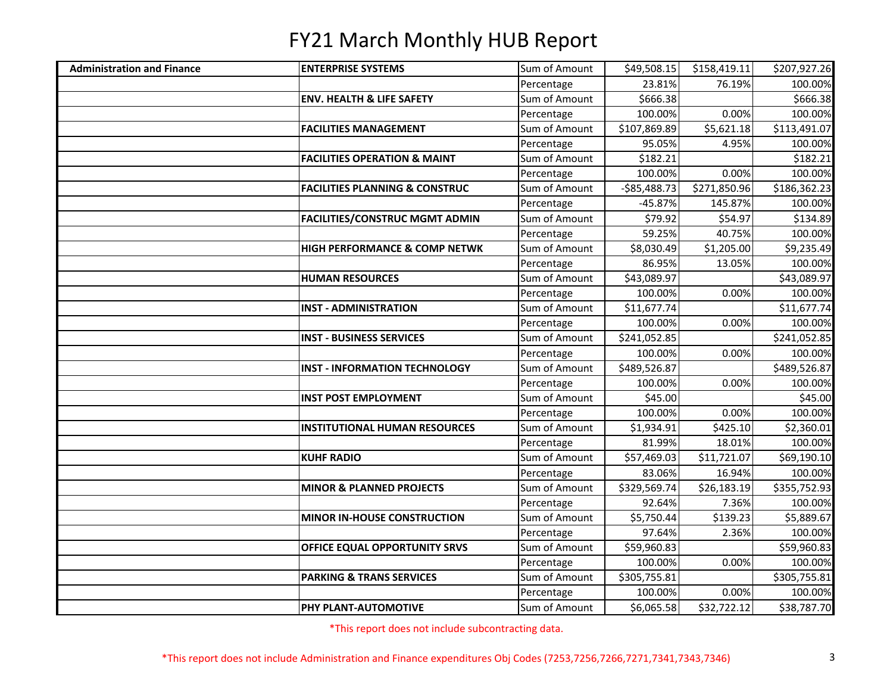# FY21 March Monthly HUB Report

| | | | | | |
|---|---|---|---|---|---|
| **Administration and Finance** | **ENTERPRISE SYSTEMS** | Sum of Amount | $49,508.15 | $158,419.11 | $207,927.26 |
| | | Percentage | 23.81% | 76.19% | 100.00% |
| | **ENV. HEALTH & LIFE SAFETY** | Sum of Amount | $666.38 | | $666.38 |
| | | Percentage | 100.00% | 0.00% | 100.00% |
| | **FACILITIES MANAGEMENT** | Sum of Amount | $107,869.89 | $5,621.18 | $113,491.07 |
| | | Percentage | 95.05% | 4.95% | 100.00% |
| | **FACILITIES OPERATION & MAINT** | Sum of Amount | $182.21 | | $182.21 |
| | | Percentage | 100.00% | 0.00% | 100.00% |
| | **FACILITIES PLANNING & CONSTRUC** | Sum of Amount | -$85,488.73 | $271,850.96 | $186,362.23 |
| | | Percentage | -45.87% | 145.87% | 100.00% |
| | **FACILITIES/CONSTRUC MGMT ADMIN** | Sum of Amount | $79.92 | $54.97 | $134.89 |
| | | Percentage | 59.25% | 40.75% | 100.00% |
| | **HIGH PERFORMANCE & COMP NETWK** | Sum of Amount | $8,030.49 | $1,205.00 | $9,235.49 |
| | | Percentage | 86.95% | 13.05% | 100.00% |
| | **HUMAN RESOURCES** | Sum of Amount | $43,089.97 | | $43,089.97 |
| | | Percentage | 100.00% | 0.00% | 100.00% |
| | **INST - ADMINISTRATION** | Sum of Amount | $11,677.74 | | $11,677.74 |
| | | Percentage | 100.00% | 0.00% | 100.00% |
| | **INST - BUSINESS SERVICES** | Sum of Amount | $241,052.85 | | $241,052.85 |
| | | Percentage | 100.00% | 0.00% | 100.00% |
| | **INST - INFORMATION TECHNOLOGY** | Sum of Amount | $489,526.87 | | $489,526.87 |
| | | Percentage | 100.00% | 0.00% | 100.00% |
| | **INST POST EMPLOYMENT** | Sum of Amount | $45.00 | | $45.00 |
| | | Percentage | 100.00% | 0.00% | 100.00% |
| | **INSTITUTIONAL HUMAN RESOURCES** | Sum of Amount | $1,934.91 | $425.10 | $2,360.01 |
| | | Percentage | 81.99% | 18.01% | 100.00% |
| | **KUHF RADIO** | Sum of Amount | $57,469.03 | $11,721.07 | $69,190.10 |
| | | Percentage | 83.06% | 16.94% | 100.00% |
| | **MINOR & PLANNED PROJECTS** | Sum of Amount | $329,569.74 | $26,183.19 | $355,752.93 |
| | | Percentage | 92.64% | 7.36% | 100.00% |
| | **MINOR IN-HOUSE CONSTRUCTION** | Sum of Amount | $5,750.44 | $139.23 | $5,889.67 |
| | | Percentage | 97.64% | 2.36% | 100.00% |
| | **OFFICE EQUAL OPPORTUNITY SRVS** | Sum of Amount | $59,960.83 | | $59,960.83 |
| | | Percentage | 100.00% | 0.00% | 100.00% |
| | **PARKING & TRANS SERVICES** | Sum of Amount | $305,755.81 | | $305,755.81 |
| | | Percentage | 100.00% | 0.00% | 100.00% |
| | **PHY PLANT-AUTOMOTIVE** | Sum of Amount | $6,065.58 | $32,722.12 | $38,787.70 |

*This report does not include subcontracting data.

*This report does not include Administration and Finance expenditures Obj Codes (7253,7256,7266,7271,7341,7343,7346)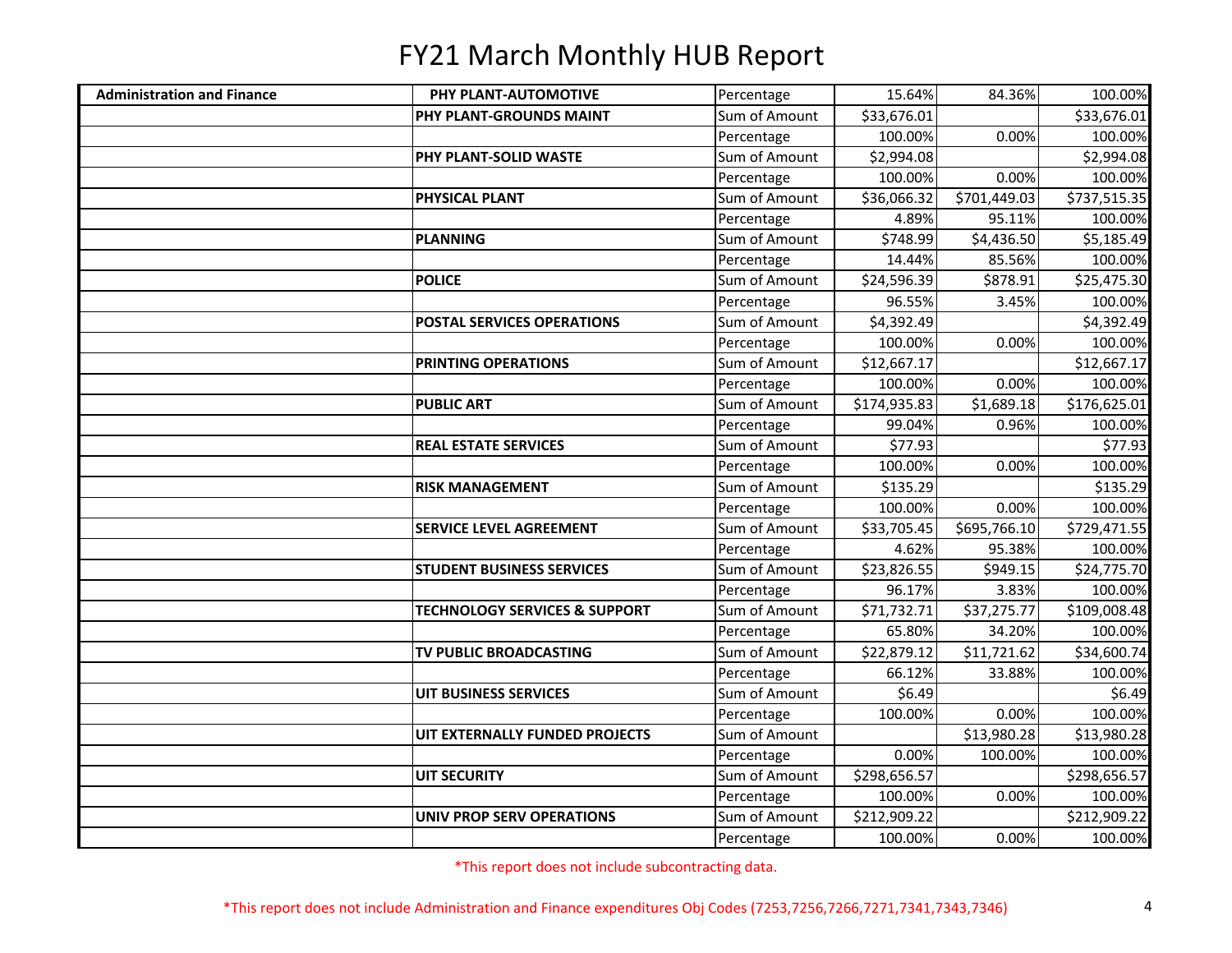# FY21 March Monthly HUB Report

| | | | | | |
|---|---|---|---|---|---|
| **Administration and Finance** | **PHY PLANT-AUTOMOTIVE** | Percentage | 15.64% | 84.36% | 100.00% |
| | **PHY PLANT-GROUNDS MAINT** | Sum of Amount | $33,676.01 | | $33,676.01 |
| | | Percentage | 100.00% | 0.00% | 100.00% |
| | **PHY PLANT-SOLID WASTE** | Sum of Amount | $2,994.08 | | $2,994.08 |
| | | Percentage | 100.00% | 0.00% | 100.00% |
| | **PHYSICAL PLANT** | Sum of Amount | $36,066.32 | $701,449.03 | $737,515.35 |
| | | Percentage | 4.89% | 95.11% | 100.00% |
| | **PLANNING** | Sum of Amount | $748.99 | $4,436.50 | $5,185.49 |
| | | Percentage | 14.44% | 85.56% | 100.00% |
| | **POLICE** | Sum of Amount | $24,596.39 | $878.91 | $25,475.30 |
| | | Percentage | 96.55% | 3.45% | 100.00% |
| | **POSTAL SERVICES OPERATIONS** | Sum of Amount | $4,392.49 | | $4,392.49 |
| | | Percentage | 100.00% | 0.00% | 100.00% |
| | **PRINTING OPERATIONS** | Sum of Amount | $12,667.17 | | $12,667.17 |
| | | Percentage | 100.00% | 0.00% | 100.00% |
| | **PUBLIC ART** | Sum of Amount | $174,935.83 | $1,689.18 | $176,625.01 |
| | | Percentage | 99.04% | 0.96% | 100.00% |
| | **REAL ESTATE SERVICES** | Sum of Amount | $77.93 | | $77.93 |
| | | Percentage | 100.00% | 0.00% | 100.00% |
| | **RISK MANAGEMENT** | Sum of Amount | $135.29 | | $135.29 |
| | | Percentage | 100.00% | 0.00% | 100.00% |
| | **SERVICE LEVEL AGREEMENT** | Sum of Amount | $33,705.45 | $695,766.10 | $729,471.55 |
| | | Percentage | 4.62% | 95.38% | 100.00% |
| | **STUDENT BUSINESS SERVICES** | Sum of Amount | $23,826.55 | $949.15 | $24,775.70 |
| | | Percentage | 96.17% | 3.83% | 100.00% |
| | **TECHNOLOGY SERVICES & SUPPORT** | Sum of Amount | $71,732.71 | $37,275.77 | $109,008.48 |
| | | Percentage | 65.80% | 34.20% | 100.00% |
| | **TV PUBLIC BROADCASTING** | Sum of Amount | $22,879.12 | $11,721.62 | $34,600.74 |
| | | Percentage | 66.12% | 33.88% | 100.00% |
| | **UIT BUSINESS SERVICES** | Sum of Amount | $6.49 | | $6.49 |
| | | Percentage | 100.00% | 0.00% | 100.00% |
| | **UIT EXTERNALLY FUNDED PROJECTS** | Sum of Amount | | $13,980.28 | $13,980.28 |
| | | Percentage | 0.00% | 100.00% | 100.00% |
| | **UIT SECURITY** | Sum of Amount | $298,656.57 | | $298,656.57 |
| | | Percentage | 100.00% | 0.00% | 100.00% |
| | **UNIV PROP SERV OPERATIONS** | Sum of Amount | $212,909.22 | | $212,909.22 |
| | | Percentage | 100.00% | 0.00% | 100.00% |

*This report does not include subcontracting data.

*This report does not include Administration and Finance expenditures Obj Codes (7253,7256,7266,7271,7341,7343,7346)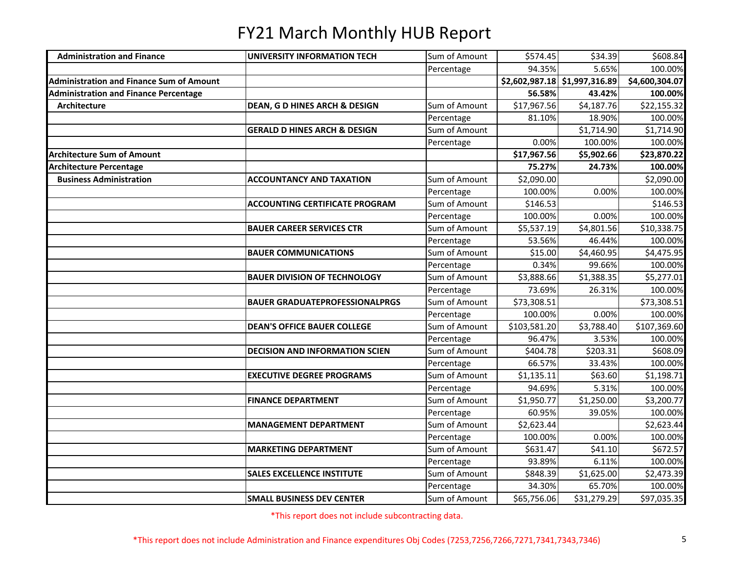# FY21 March Monthly HUB Report

| | | | | | |
|---|---|---|---|---|---|
| **Administration and Finance** | **UNIVERSITY INFORMATION TECH** | Sum of Amount | $574.45 | $34.39 | $608.84 |
| | | Percentage | 94.35% | 5.65% | 100.00% |
| **Administration and Finance Sum of Amount** | | | **$2,602,987.18** | **$1,997,316.89** | **$4,600,304.07** |
| **Administration and Finance Percentage** | | | **56.58%** | **43.42%** | **100.00%** |
| **Architecture** | **DEAN, G D HINES ARCH & DESIGN** | Sum of Amount | $17,967.56 | $4,187.76 | $22,155.32 |
| | | Percentage | 81.10% | 18.90% | 100.00% |
| | **GERALD D HINES ARCH & DESIGN** | Sum of Amount | | $1,714.90 | $1,714.90 |
| | | Percentage | 0.00% | 100.00% | 100.00% |
| **Architecture Sum of Amount** | | | **$17,967.56** | **$5,902.66** | **$23,870.22** |
| **Architecture Percentage** | | | **75.27%** | **24.73%** | **100.00%** |
| **Business Administration** | **ACCOUNTANCY AND TAXATION** | Sum of Amount | $2,090.00 | | $2,090.00 |
| | | Percentage | 100.00% | 0.00% | 100.00% |
| | **ACCOUNTING CERTIFICATE PROGRAM** | Sum of Amount | $146.53 | | $146.53 |
| | | Percentage | 100.00% | 0.00% | 100.00% |
| | **BAUER CAREER SERVICES CTR** | Sum of Amount | $5,537.19 | $4,801.56 | $10,338.75 |
| | | Percentage | 53.56% | 46.44% | 100.00% |
| | **BAUER COMMUNICATIONS** | Sum of Amount | $15.00 | $4,460.95 | $4,475.95 |
| | | Percentage | 0.34% | 99.66% | 100.00% |
| | **BAUER DIVISION OF TECHNOLOGY** | Sum of Amount | $3,888.66 | $1,388.35 | $5,277.01 |
| | | Percentage | 73.69% | 26.31% | 100.00% |
| | **BAUER GRADUATEPROFESSIONALPRGS** | Sum of Amount | $73,308.51 | | $73,308.51 |
| | | Percentage | 100.00% | 0.00% | 100.00% |
| | **DEAN'S OFFICE BAUER COLLEGE** | Sum of Amount | $103,581.20 | $3,788.40 | $107,369.60 |
| | | Percentage | 96.47% | 3.53% | 100.00% |
| | **DECISION AND INFORMATION SCIEN** | Sum of Amount | $404.78 | $203.31 | $608.09 |
| | | Percentage | 66.57% | 33.43% | 100.00% |
| | **EXECUTIVE DEGREE PROGRAMS** | Sum of Amount | $1,135.11 | $63.60 | $1,198.71 |
| | | Percentage | 94.69% | 5.31% | 100.00% |
| | **FINANCE DEPARTMENT** | Sum of Amount | $1,950.77 | $1,250.00 | $3,200.77 |
| | | Percentage | 60.95% | 39.05% | 100.00% |
| | **MANAGEMENT DEPARTMENT** | Sum of Amount | $2,623.44 | | $2,623.44 |
| | | Percentage | 100.00% | 0.00% | 100.00% |
| | **MARKETING DEPARTMENT** | Sum of Amount | $631.47 | $41.10 | $672.57 |
| | | Percentage | 93.89% | 6.11% | 100.00% |
| | **SALES EXCELLENCE INSTITUTE** | Sum of Amount | $848.39 | $1,625.00 | $2,473.39 |
| | | Percentage | 34.30% | 65.70% | 100.00% |
| | **SMALL BUSINESS DEV CENTER** | Sum of Amount | $65,756.06 | $31,279.29 | $97,035.35 |

*This report does not include subcontracting data.

*This report does not include Administration and Finance expenditures Obj Codes (7253,7256,7266,7271,7341,7343,7346)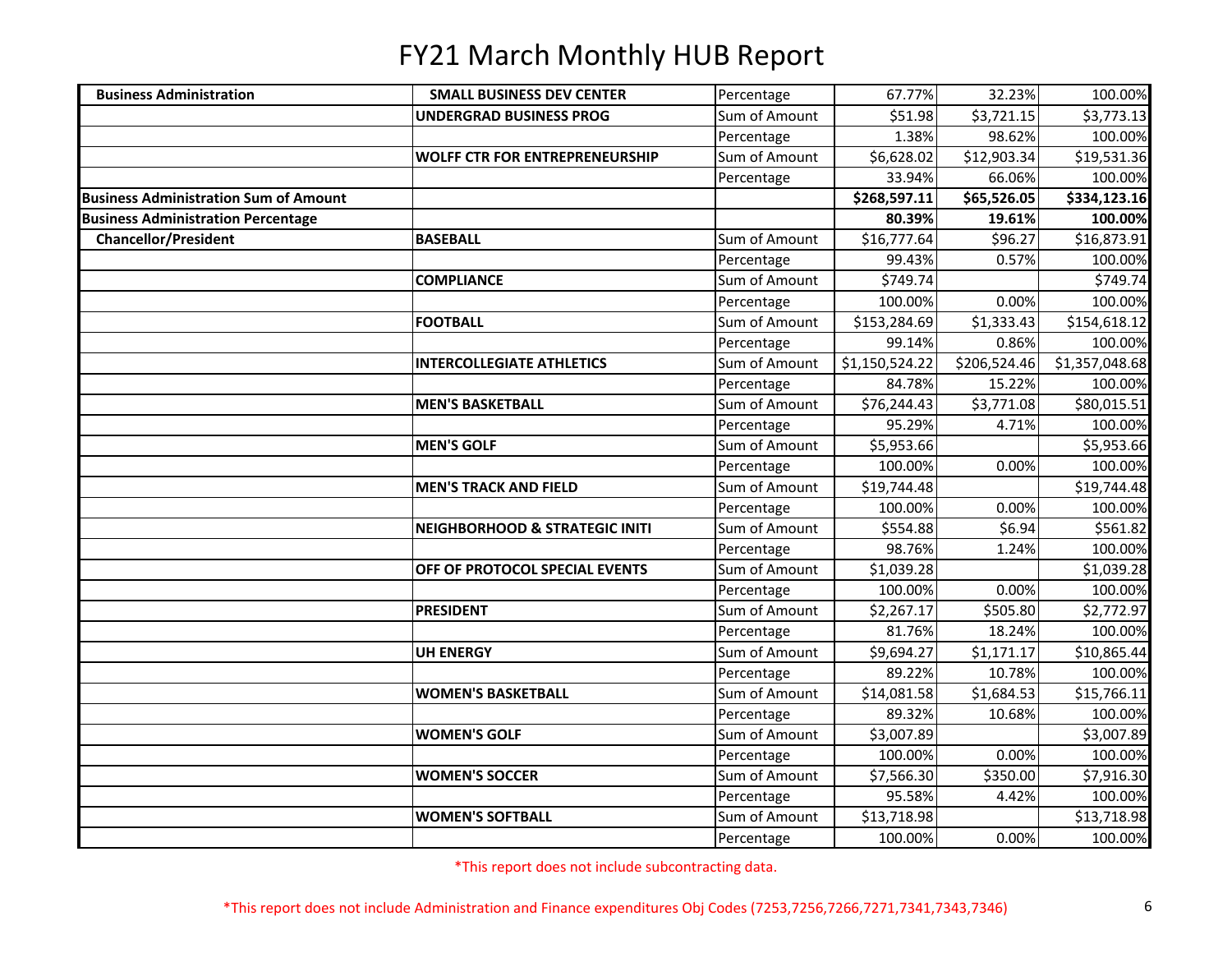# FY21 March Monthly HUB Report

| | | | | | |
|---|---|---|---|---|---|
| **Business Administration** | **SMALL BUSINESS DEV CENTER** | Percentage | 67.77% | 32.23% | 100.00% |
| | **UNDERGRAD BUSINESS PROG** | Sum of Amount | $51.98 | $3,721.15 | $3,773.13 |
| | | Percentage | 1.38% | 98.62% | 100.00% |
| | **WOLFF CTR FOR ENTREPRENEURSHIP** | Sum of Amount | $6,628.02 | $12,903.34 | $19,531.36 |
| | | Percentage | 33.94% | 66.06% | 100.00% |
| **Business Administration Sum of Amount** | | | **$268,597.11** | **$65,526.05** | **$334,123.16** |
| **Business Administration Percentage** | | | **80.39%** | **19.61%** | **100.00%** |
| **Chancellor/President** | **BASEBALL** | Sum of Amount | $16,777.64 | $96.27 | $16,873.91 |
| | | Percentage | 99.43% | 0.57% | 100.00% |
| | **COMPLIANCE** | Sum of Amount | $749.74 | | $749.74 |
| | | Percentage | 100.00% | 0.00% | 100.00% |
| | **FOOTBALL** | Sum of Amount | $153,284.69 | $1,333.43 | $154,618.12 |
| | | Percentage | 99.14% | 0.86% | 100.00% |
| | **INTERCOLLEGIATE ATHLETICS** | Sum of Amount | $1,150,524.22 | $206,524.46 | $1,357,048.68 |
| | | Percentage | 84.78% | 15.22% | 100.00% |
| | **MEN'S BASKETBALL** | Sum of Amount | $76,244.43 | $3,771.08 | $80,015.51 |
| | | Percentage | 95.29% | 4.71% | 100.00% |
| | **MEN'S GOLF** | Sum of Amount | $5,953.66 | | $5,953.66 |
| | | Percentage | 100.00% | 0.00% | 100.00% |
| | **MEN'S TRACK AND FIELD** | Sum of Amount | $19,744.48 | | $19,744.48 |
| | | Percentage | 100.00% | 0.00% | 100.00% |
| | **NEIGHBORHOOD & STRATEGIC INITI** | Sum of Amount | $554.88 | $6.94 | $561.82 |
| | | Percentage | 98.76% | 1.24% | 100.00% |
| | **OFF OF PROTOCOL SPECIAL EVENTS** | Sum of Amount | $1,039.28 | | $1,039.28 |
| | | Percentage | 100.00% | 0.00% | 100.00% |
| | **PRESIDENT** | Sum of Amount | $2,267.17 | $505.80 | $2,772.97 |
| | | Percentage | 81.76% | 18.24% | 100.00% |
| | **UH ENERGY** | Sum of Amount | $9,694.27 | $1,171.17 | $10,865.44 |
| | | Percentage | 89.22% | 10.78% | 100.00% |
| | **WOMEN'S BASKETBALL** | Sum of Amount | $14,081.58 | $1,684.53 | $15,766.11 |
| | | Percentage | 89.32% | 10.68% | 100.00% |
| | **WOMEN'S GOLF** | Sum of Amount | $3,007.89 | | $3,007.89 |
| | | Percentage | 100.00% | 0.00% | 100.00% |
| | **WOMEN'S SOCCER** | Sum of Amount | $7,566.30 | $350.00 | $7,916.30 |
| | | Percentage | 95.58% | 4.42% | 100.00% |
| | **WOMEN'S SOFTBALL** | Sum of Amount | $13,718.98 | | $13,718.98 |
| | | Percentage | 100.00% | 0.00% | 100.00% |

*This report does not include subcontracting data.

*This report does not include Administration and Finance expenditures Obj Codes (7253,7256,7266,7271,7341,7343,7346)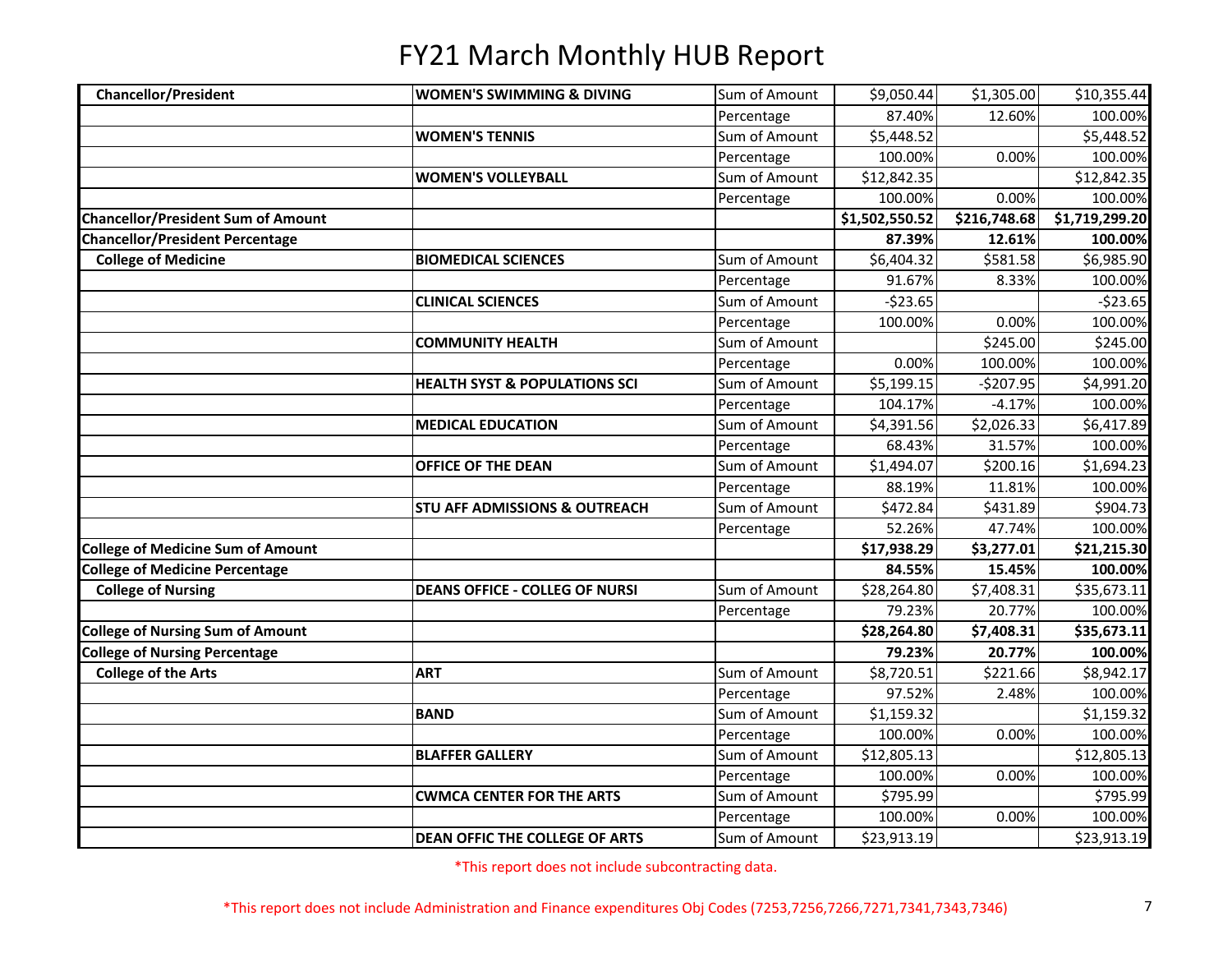# FY21 March Monthly HUB Report

| | | | | | |
|---|---|---|---|---|---|
| **Chancellor/President** | **WOMEN'S SWIMMING & DIVING** | Sum of Amount | $9,050.44 | $1,305.00 | $10,355.44 |
| | | Percentage | 87.40% | 12.60% | 100.00% |
| | **WOMEN'S TENNIS** | Sum of Amount | $5,448.52 | | $5,448.52 |
| | | Percentage | 100.00% | 0.00% | 100.00% |
| | **WOMEN'S VOLLEYBALL** | Sum of Amount | $12,842.35 | | $12,842.35 |
| | | Percentage | 100.00% | 0.00% | 100.00% |
| **Chancellor/President Sum of Amount** | | | **$1,502,550.52** | **$216,748.68** | **$1,719,299.20** |
| **Chancellor/President Percentage** | | | **87.39%** | **12.61%** | **100.00%** |
| **College of Medicine** | **BIOMEDICAL SCIENCES** | Sum of Amount | $6,404.32 | $581.58 | $6,985.90 |
| | | Percentage | 91.67% | 8.33% | 100.00% |
| | **CLINICAL SCIENCES** | Sum of Amount | -$23.65 | | -$23.65 |
| | | Percentage | 100.00% | 0.00% | 100.00% |
| | **COMMUNITY HEALTH** | Sum of Amount | | $245.00 | $245.00 |
| | | Percentage | 0.00% | 100.00% | 100.00% |
| | **HEALTH SYST & POPULATIONS SCI** | Sum of Amount | $5,199.15 | -$207.95 | $4,991.20 |
| | | Percentage | 104.17% | -4.17% | 100.00% |
| | **MEDICAL EDUCATION** | Sum of Amount | $4,391.56 | $2,026.33 | $6,417.89 |
| | | Percentage | 68.43% | 31.57% | 100.00% |
| | **OFFICE OF THE DEAN** | Sum of Amount | $1,494.07 | $200.16 | $1,694.23 |
| | | Percentage | 88.19% | 11.81% | 100.00% |
| | **STU AFF ADMISSIONS & OUTREACH** | Sum of Amount | $472.84 | $431.89 | $904.73 |
| | | Percentage | 52.26% | 47.74% | 100.00% |
| **College of Medicine Sum of Amount** | | | **$17,938.29** | **$3,277.01** | **$21,215.30** |
| **College of Medicine Percentage** | | | **84.55%** | **15.45%** | **100.00%** |
| **College of Nursing** | **DEANS OFFICE - COLLEG OF NURSI** | Sum of Amount | $28,264.80 | $7,408.31 | $35,673.11 |
| | | Percentage | 79.23% | 20.77% | 100.00% |
| **College of Nursing Sum of Amount** | | | **$28,264.80** | **$7,408.31** | **$35,673.11** |
| **College of Nursing Percentage** | | | **79.23%** | **20.77%** | **100.00%** |
| **College of the Arts** | **ART** | Sum of Amount | $8,720.51 | $221.66 | $8,942.17 |
| | | Percentage | 97.52% | 2.48% | 100.00% |
| | **BAND** | Sum of Amount | $1,159.32 | | $1,159.32 |
| | | Percentage | 100.00% | 0.00% | 100.00% |
| | **BLAFFER GALLERY** | Sum of Amount | $12,805.13 | | $12,805.13 |
| | | Percentage | 100.00% | 0.00% | 100.00% |
| | **CWMCA CENTER FOR THE ARTS** | Sum of Amount | $795.99 | | $795.99 |
| | | Percentage | 100.00% | 0.00% | 100.00% |
| | **DEAN OFFIC THE COLLEGE OF ARTS** | Sum of Amount | $23,913.19 | | $23,913.19 |

*This report does not include subcontracting data.

*This report does not include Administration and Finance expenditures Obj Codes (7253,7256,7266,7271,7341,7343,7346)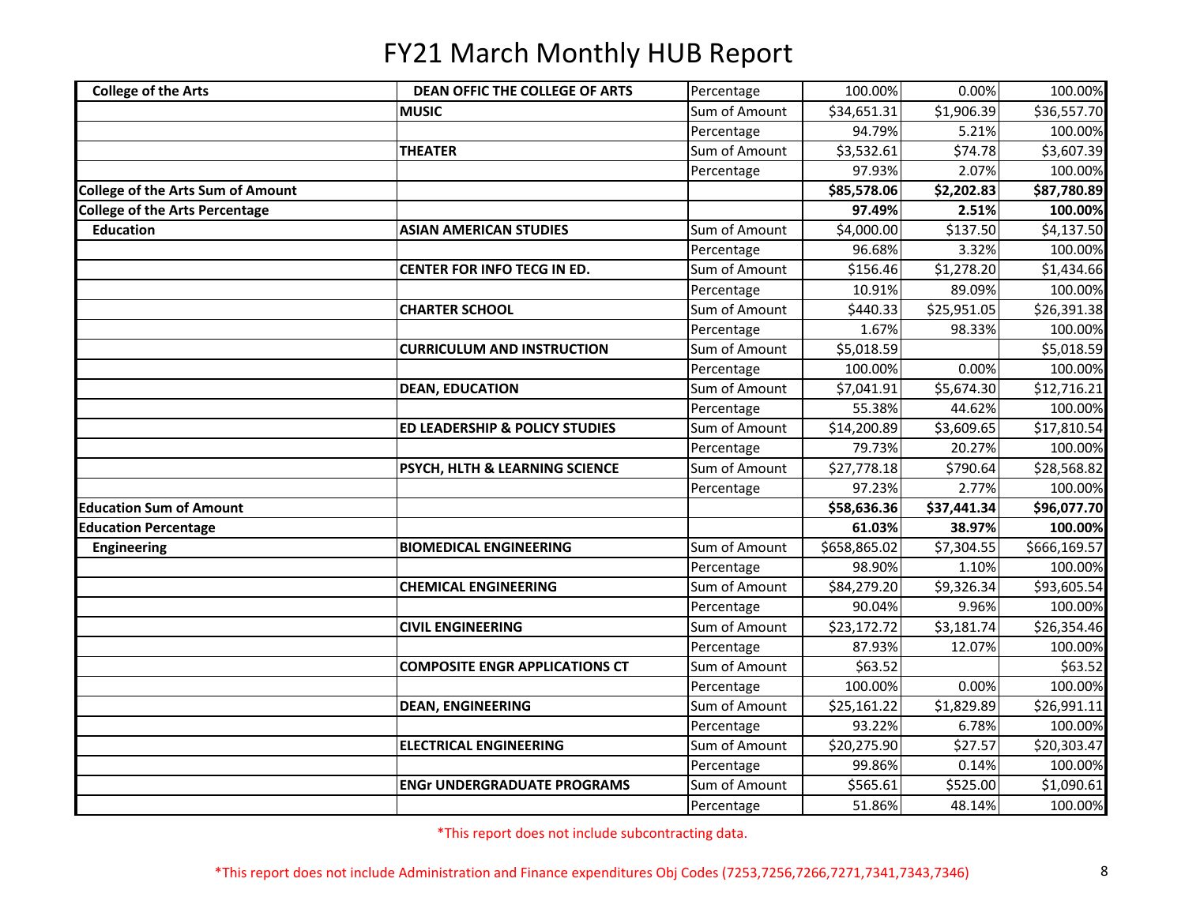# FY21 March Monthly HUB Report

| | | | | | |
|---|---|---|---|---|---|
| **College of the Arts** | **DEAN OFFIC THE COLLEGE OF ARTS** | Percentage | 100.00% | 0.00% | 100.00% |
| | **MUSIC** | Sum of Amount | $34,651.31 | $1,906.39 | $36,557.70 |
| | | Percentage | 94.79% | 5.21% | 100.00% |
| | **THEATER** | Sum of Amount | $3,532.61 | $74.78 | $3,607.39 |
| | | Percentage | 97.93% | 2.07% | 100.00% |
| **College of the Arts Sum of Amount** | | | **$85,578.06** | **$2,202.83** | **$87,780.89** |
| **College of the Arts Percentage** | | | **97.49%** | **2.51%** | **100.00%** |
| **Education** | **ASIAN AMERICAN STUDIES** | Sum of Amount | $4,000.00 | $137.50 | $4,137.50 |
| | | Percentage | 96.68% | 3.32% | 100.00% |
| | **CENTER FOR INFO TECG IN ED.** | Sum of Amount | $156.46 | $1,278.20 | $1,434.66 |
| | | Percentage | 10.91% | 89.09% | 100.00% |
| | **CHARTER SCHOOL** | Sum of Amount | $440.33 | $25,951.05 | $26,391.38 |
| | | Percentage | 1.67% | 98.33% | 100.00% |
| | **CURRICULUM AND INSTRUCTION** | Sum of Amount | $5,018.59 | | $5,018.59 |
| | | Percentage | 100.00% | 0.00% | 100.00% |
| | **DEAN, EDUCATION** | Sum of Amount | $7,041.91 | $5,674.30 | $12,716.21 |
| | | Percentage | 55.38% | 44.62% | 100.00% |
| | **ED LEADERSHIP & POLICY STUDIES** | Sum of Amount | $14,200.89 | $3,609.65 | $17,810.54 |
| | | Percentage | 79.73% | 20.27% | 100.00% |
| | **PSYCH, HLTH & LEARNING SCIENCE** | Sum of Amount | $27,778.18 | $790.64 | $28,568.82 |
| | | Percentage | 97.23% | 2.77% | 100.00% |
| **Education Sum of Amount** | | | **$58,636.36** | **$37,441.34** | **$96,077.70** |
| **Education Percentage** | | | **61.03%** | **38.97%** | **100.00%** |
| **Engineering** | **BIOMEDICAL ENGINEERING** | Sum of Amount | $658,865.02 | $7,304.55 | $666,169.57 |
| | | Percentage | 98.90% | 1.10% | 100.00% |
| | **CHEMICAL ENGINEERING** | Sum of Amount | $84,279.20 | $9,326.34 | $93,605.54 |
| | | Percentage | 90.04% | 9.96% | 100.00% |
| | **CIVIL ENGINEERING** | Sum of Amount | $23,172.72 | $3,181.74 | $26,354.46 |
| | | Percentage | 87.93% | 12.07% | 100.00% |
| | **COMPOSITE ENGR APPLICATIONS CT** | Sum of Amount | $63.52 | | $63.52 |
| | | Percentage | 100.00% | 0.00% | 100.00% |
| | **DEAN, ENGINEERING** | Sum of Amount | $25,161.22 | $1,829.89 | $26,991.11 |
| | | Percentage | 93.22% | 6.78% | 100.00% |
| | **ELECTRICAL ENGINEERING** | Sum of Amount | $20,275.90 | $27.57 | $20,303.47 |
| | | Percentage | 99.86% | 0.14% | 100.00% |
| | **ENGr UNDERGRADUATE PROGRAMS** | Sum of Amount | $565.61 | $525.00 | $1,090.61 |
| | | Percentage | 51.86% | 48.14% | 100.00% |

*This report does not include subcontracting data.

*This report does not include Administration and Finance expenditures Obj Codes (7253,7256,7266,7271,7341,7343,7346)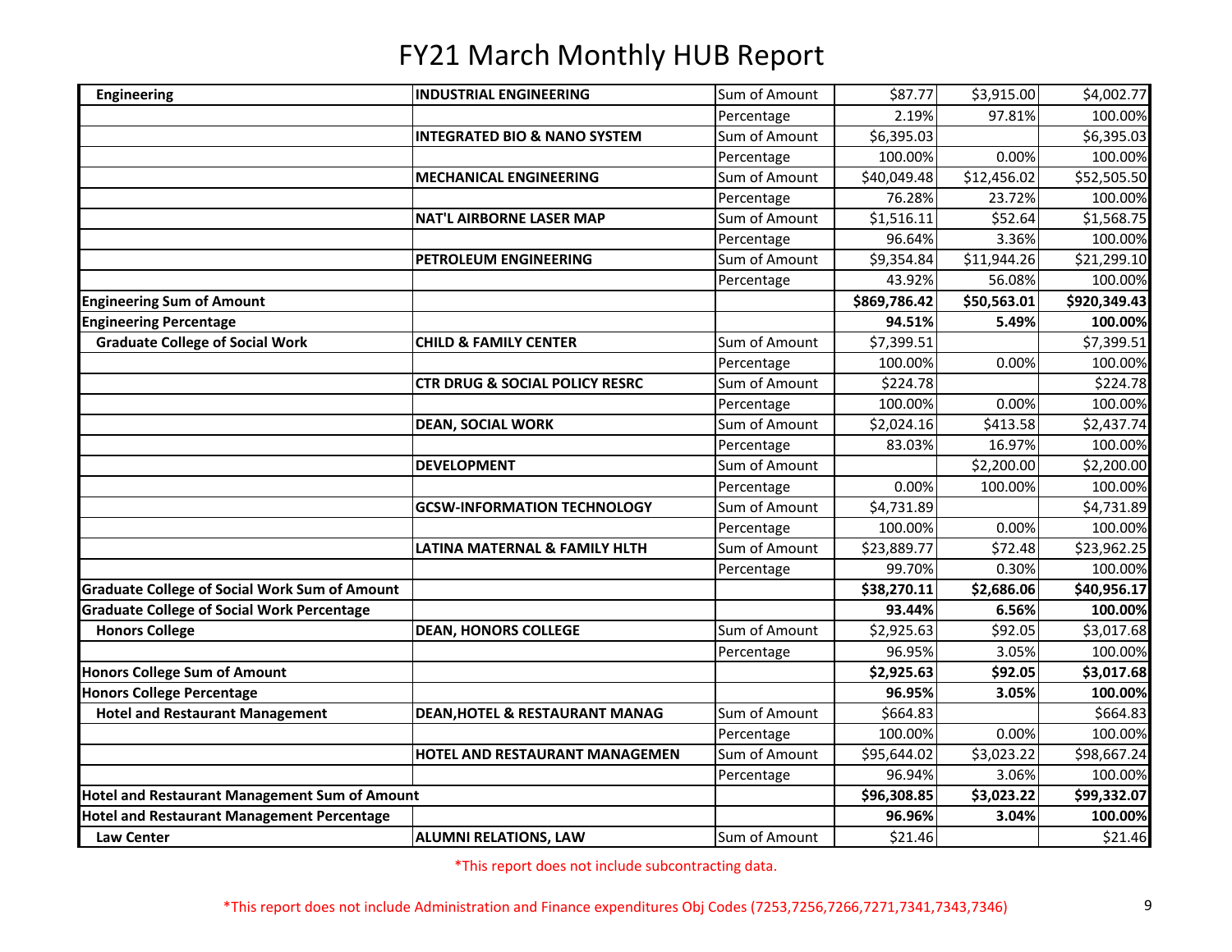# FY21 March Monthly HUB Report

| | | | | | |
|---|---|---|---|---|---|
| **Engineering** | **INDUSTRIAL ENGINEERING** | Sum of Amount | $87.77 | $3,915.00 | $4,002.77 |
| | | Percentage | 2.19% | 97.81% | 100.00% |
| | **INTEGRATED BIO & NANO SYSTEM** | Sum of Amount | $6,395.03 | | $6,395.03 |
| | | Percentage | 100.00% | 0.00% | 100.00% |
| | **MECHANICAL ENGINEERING** | Sum of Amount | $40,049.48 | $12,456.02 | $52,505.50 |
| | | Percentage | 76.28% | 23.72% | 100.00% |
| | **NAT'L AIRBORNE LASER MAP** | Sum of Amount | $1,516.11 | $52.64 | $1,568.75 |
| | | Percentage | 96.64% | 3.36% | 100.00% |
| | **PETROLEUM ENGINEERING** | Sum of Amount | $9,354.84 | $11,944.26 | $21,299.10 |
| | | Percentage | 43.92% | 56.08% | 100.00% |
| **Engineering Sum of Amount** | | | **$869,786.42** | **$50,563.01** | **$920,349.43** |
| **Engineering Percentage** | | | **94.51%** | **5.49%** | **100.00%** |
| **Graduate College of Social Work** | **CHILD & FAMILY CENTER** | Sum of Amount | $7,399.51 | | $7,399.51 |
| | | Percentage | 100.00% | 0.00% | 100.00% |
| | **CTR DRUG & SOCIAL POLICY RESRC** | Sum of Amount | $224.78 | | $224.78 |
| | | Percentage | 100.00% | 0.00% | 100.00% |
| | **DEAN, SOCIAL WORK** | Sum of Amount | $2,024.16 | $413.58 | $2,437.74 |
| | | Percentage | 83.03% | 16.97% | 100.00% |
| | **DEVELOPMENT** | Sum of Amount | | $2,200.00 | $2,200.00 |
| | | Percentage | 0.00% | 100.00% | 100.00% |
| | **GCSW-INFORMATION TECHNOLOGY** | Sum of Amount | $4,731.89 | | $4,731.89 |
| | | Percentage | 100.00% | 0.00% | 100.00% |
| | **LATINA MATERNAL & FAMILY HLTH** | Sum of Amount | $23,889.77 | $72.48 | $23,962.25 |
| | | Percentage | 99.70% | 0.30% | 100.00% |
| **Graduate College of Social Work Sum of Amount** | | | **$38,270.11** | **$2,686.06** | **$40,956.17** |
| **Graduate College of Social Work Percentage** | | | **93.44%** | **6.56%** | **100.00%** |
| **Honors College** | **DEAN, HONORS COLLEGE** | Sum of Amount | $2,925.63 | $92.05 | $3,017.68 |
| | | Percentage | 96.95% | 3.05% | 100.00% |
| **Honors College Sum of Amount** | | | **$2,925.63** | **$92.05** | **$3,017.68** |
| **Honors College Percentage** | | | **96.95%** | **3.05%** | **100.00%** |
| **Hotel and Restaurant Management** | **DEAN,HOTEL & RESTAURANT MANAG** | Sum of Amount | $664.83 | | $664.83 |
| | | Percentage | 100.00% | 0.00% | 100.00% |
| | **HOTEL AND RESTAURANT MANAGEMEN** | Sum of Amount | $95,644.02 | $3,023.22 | $98,667.24 |
| | | Percentage | 96.94% | 3.06% | 100.00% |
| **Hotel and Restaurant Management Sum of Amount** | | | **$96,308.85** | **$3,023.22** | **$99,332.07** |
| **Hotel and Restaurant Management Percentage** | | | **96.96%** | **3.04%** | **100.00%** |
| **Law Center** | **ALUMNI RELATIONS, LAW** | Sum of Amount | $21.46 | | $21.46 |

*This report does not include subcontracting data.

*This report does not include Administration and Finance expenditures Obj Codes (7253,7256,7266,7271,7341,7343,7346)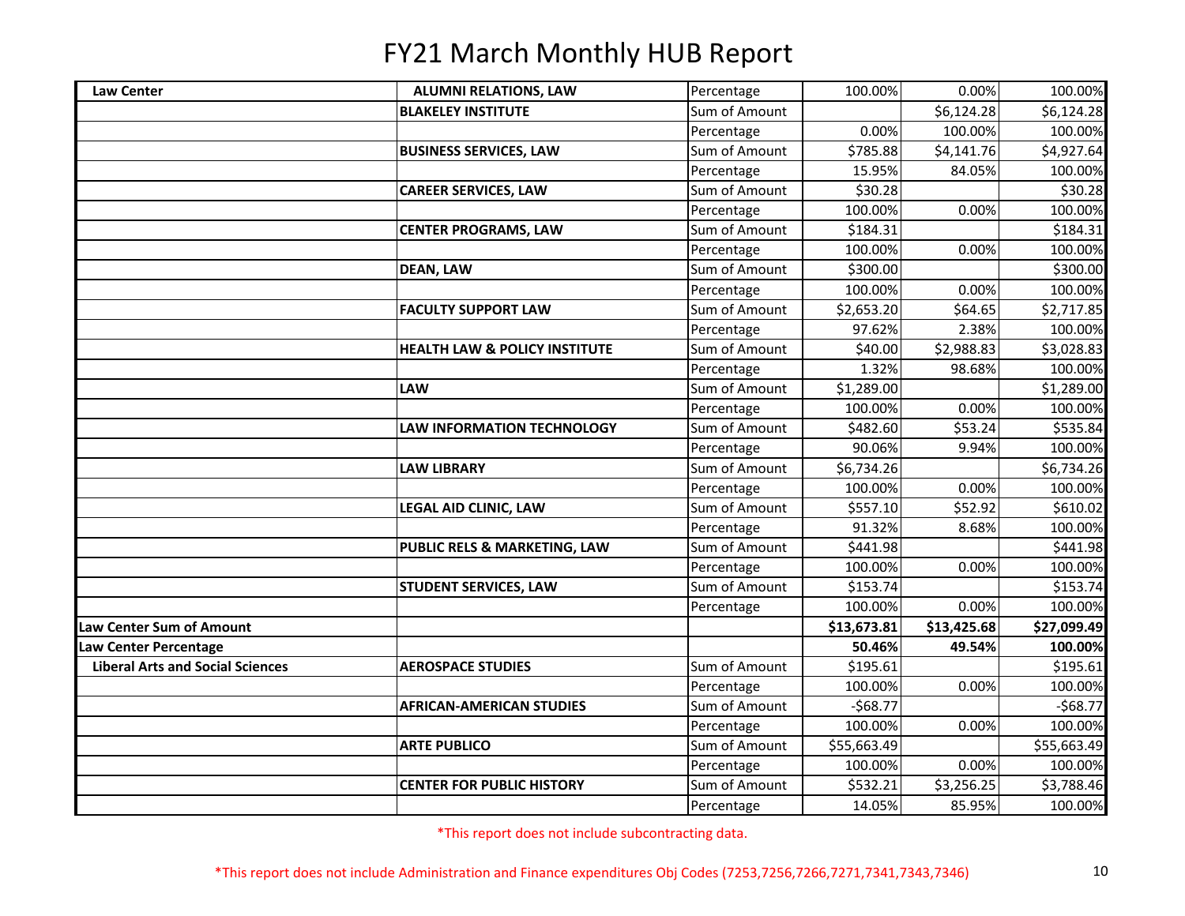# FY21 March Monthly HUB Report

| | | | | | |
|---|---|---|---|---|---|
| **Law Center** | **ALUMNI RELATIONS, LAW** | Percentage | 100.00% | 0.00% | 100.00% |
| | **BLAKELEY INSTITUTE** | Sum of Amount | | $6,124.28 | $6,124.28 |
| | | Percentage | 0.00% | 100.00% | 100.00% |
| | **BUSINESS SERVICES, LAW** | Sum of Amount | $785.88 | $4,141.76 | $4,927.64 |
| | | Percentage | 15.95% | 84.05% | 100.00% |
| | **CAREER SERVICES, LAW** | Sum of Amount | $30.28 | | $30.28 |
| | | Percentage | 100.00% | 0.00% | 100.00% |
| | **CENTER PROGRAMS, LAW** | Sum of Amount | $184.31 | | $184.31 |
| | | Percentage | 100.00% | 0.00% | 100.00% |
| | **DEAN, LAW** | Sum of Amount | $300.00 | | $300.00 |
| | | Percentage | 100.00% | 0.00% | 100.00% |
| | **FACULTY SUPPORT LAW** | Sum of Amount | $2,653.20 | $64.65 | $2,717.85 |
| | | Percentage | 97.62% | 2.38% | 100.00% |
| | **HEALTH LAW & POLICY INSTITUTE** | Sum of Amount | $40.00 | $2,988.83 | $3,028.83 |
| | | Percentage | 1.32% | 98.68% | 100.00% |
| | **LAW** | Sum of Amount | $1,289.00 | | $1,289.00 |
| | | Percentage | 100.00% | 0.00% | 100.00% |
| | **LAW INFORMATION TECHNOLOGY** | Sum of Amount | $482.60 | $53.24 | $535.84 |
| | | Percentage | 90.06% | 9.94% | 100.00% |
| | **LAW LIBRARY** | Sum of Amount | $6,734.26 | | $6,734.26 |
| | | Percentage | 100.00% | 0.00% | 100.00% |
| | **LEGAL AID CLINIC, LAW** | Sum of Amount | $557.10 | $52.92 | $610.02 |
| | | Percentage | 91.32% | 8.68% | 100.00% |
| | **PUBLIC RELS & MARKETING, LAW** | Sum of Amount | $441.98 | | $441.98 |
| | | Percentage | 100.00% | 0.00% | 100.00% |
| | **STUDENT SERVICES, LAW** | Sum of Amount | $153.74 | | $153.74 |
| | | Percentage | 100.00% | 0.00% | 100.00% |
| **Law Center Sum of Amount** | | | **$13,673.81** | **$13,425.68** | **$27,099.49** |
| **Law Center Percentage** | | | **50.46%** | **49.54%** | **100.00%** |
| **Liberal Arts and Social Sciences** | **AEROSPACE STUDIES** | Sum of Amount | $195.61 | | $195.61 |
| | | Percentage | 100.00% | 0.00% | 100.00% |
| | **AFRICAN-AMERICAN STUDIES** | Sum of Amount | -$68.77 | | -$68.77 |
| | | Percentage | 100.00% | 0.00% | 100.00% |
| | **ARTE PUBLICO** | Sum of Amount | $55,663.49 | | $55,663.49 |
| | | Percentage | 100.00% | 0.00% | 100.00% |
| | **CENTER FOR PUBLIC HISTORY** | Sum of Amount | $532.21 | $3,256.25 | $3,788.46 |
| | | Percentage | 14.05% | 85.95% | 100.00% |

*This report does not include subcontracting data.

*This report does not include Administration and Finance expenditures Obj Codes (7253,7256,7266,7271,7341,7343,7346)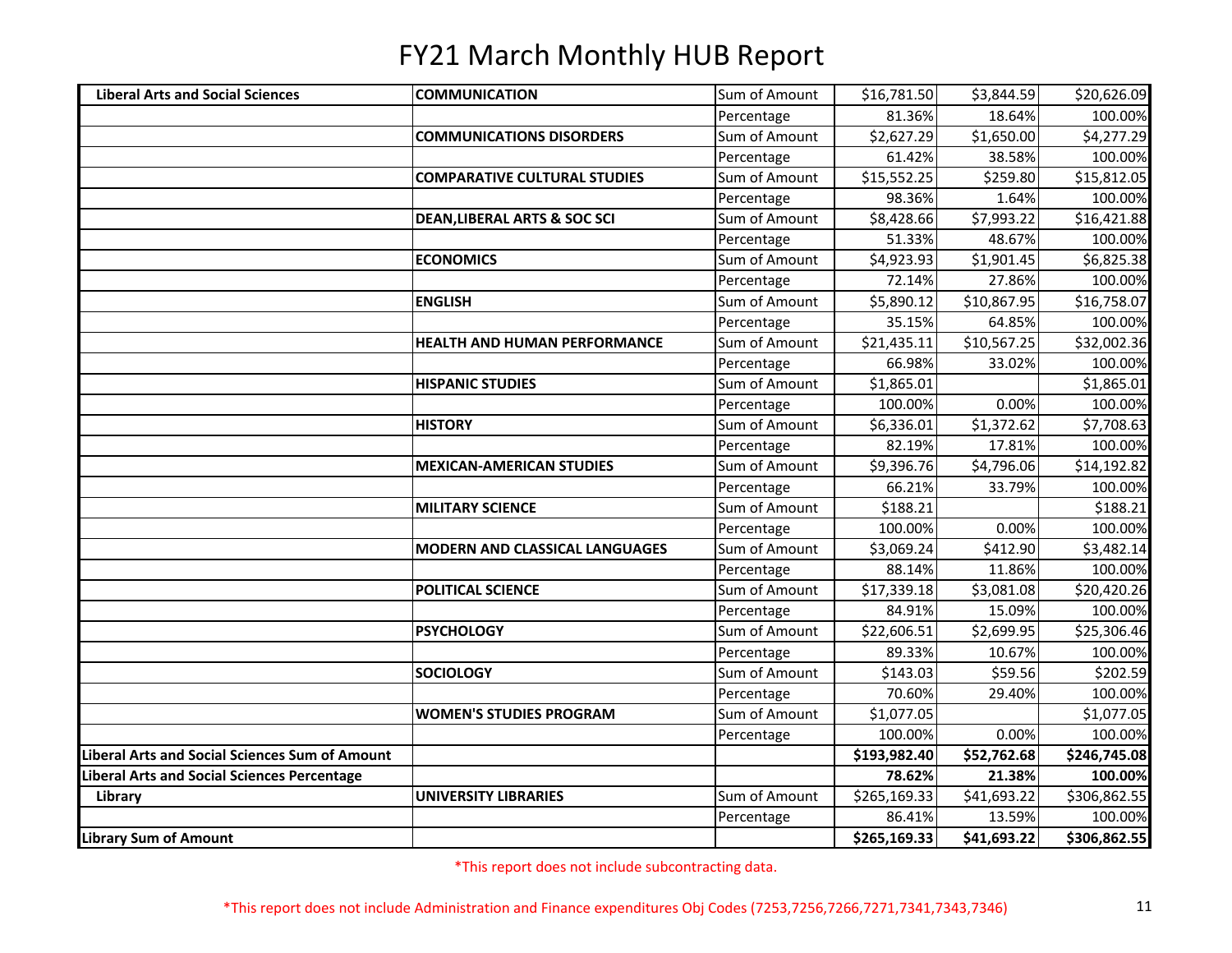# FY21 March Monthly HUB Report

| | | | | | |
|---|---|---|---|---|---|
| **Liberal Arts and Social Sciences** | **COMMUNICATION** | Sum of Amount | $16,781.50 | $3,844.59 | $20,626.09 |
| | | Percentage | 81.36% | 18.64% | 100.00% |
| | **COMMUNICATIONS DISORDERS** | Sum of Amount | $2,627.29 | $1,650.00 | $4,277.29 |
| | | Percentage | 61.42% | 38.58% | 100.00% |
| | **COMPARATIVE CULTURAL STUDIES** | Sum of Amount | $15,552.25 | $259.80 | $15,812.05 |
| | | Percentage | 98.36% | 1.64% | 100.00% |
| | **DEAN,LIBERAL ARTS & SOC SCI** | Sum of Amount | $8,428.66 | $7,993.22 | $16,421.88 |
| | | Percentage | 51.33% | 48.67% | 100.00% |
| | **ECONOMICS** | Sum of Amount | $4,923.93 | $1,901.45 | $6,825.38 |
| | | Percentage | 72.14% | 27.86% | 100.00% |
| | **ENGLISH** | Sum of Amount | $5,890.12 | $10,867.95 | $16,758.07 |
| | | Percentage | 35.15% | 64.85% | 100.00% |
| | **HEALTH AND HUMAN PERFORMANCE** | Sum of Amount | $21,435.11 | $10,567.25 | $32,002.36 |
| | | Percentage | 66.98% | 33.02% | 100.00% |
| | **HISPANIC STUDIES** | Sum of Amount | $1,865.01 | | $1,865.01 |
| | | Percentage | 100.00% | 0.00% | 100.00% |
| | **HISTORY** | Sum of Amount | $6,336.01 | $1,372.62 | $7,708.63 |
| | | Percentage | 82.19% | 17.81% | 100.00% |
| | **MEXICAN-AMERICAN STUDIES** | Sum of Amount | $9,396.76 | $4,796.06 | $14,192.82 |
| | | Percentage | 66.21% | 33.79% | 100.00% |
| | **MILITARY SCIENCE** | Sum of Amount | $188.21 | | $188.21 |
| | | Percentage | 100.00% | 0.00% | 100.00% |
| | **MODERN AND CLASSICAL LANGUAGES** | Sum of Amount | $3,069.24 | $412.90 | $3,482.14 |
| | | Percentage | 88.14% | 11.86% | 100.00% |
| | **POLITICAL SCIENCE** | Sum of Amount | $17,339.18 | $3,081.08 | $20,420.26 |
| | | Percentage | 84.91% | 15.09% | 100.00% |
| | **PSYCHOLOGY** | Sum of Amount | $22,606.51 | $2,699.95 | $25,306.46 |
| | | Percentage | 89.33% | 10.67% | 100.00% |
| | **SOCIOLOGY** | Sum of Amount | $143.03 | $59.56 | $202.59 |
| | | Percentage | 70.60% | 29.40% | 100.00% |
| | **WOMEN'S STUDIES PROGRAM** | Sum of Amount | $1,077.05 | | $1,077.05 |
| | | Percentage | 100.00% | 0.00% | 100.00% |
| **Liberal Arts and Social Sciences Sum of Amount** | | | **$193,982.40** | **$52,762.68** | **$246,745.08** |
| **Liberal Arts and Social Sciences Percentage** | | | **78.62%** | **21.38%** | **100.00%** |
| **Library** | **UNIVERSITY LIBRARIES** | Sum of Amount | $265,169.33 | $41,693.22 | $306,862.55 |
| | | Percentage | 86.41% | 13.59% | 100.00% |
| **Library Sum of Amount** | | | **$265,169.33** | **$41,693.22** | **$306,862.55** |

*This report does not include subcontracting data.

*This report does not include Administration and Finance expenditures Obj Codes (7253,7256,7266,7271,7341,7343,7346)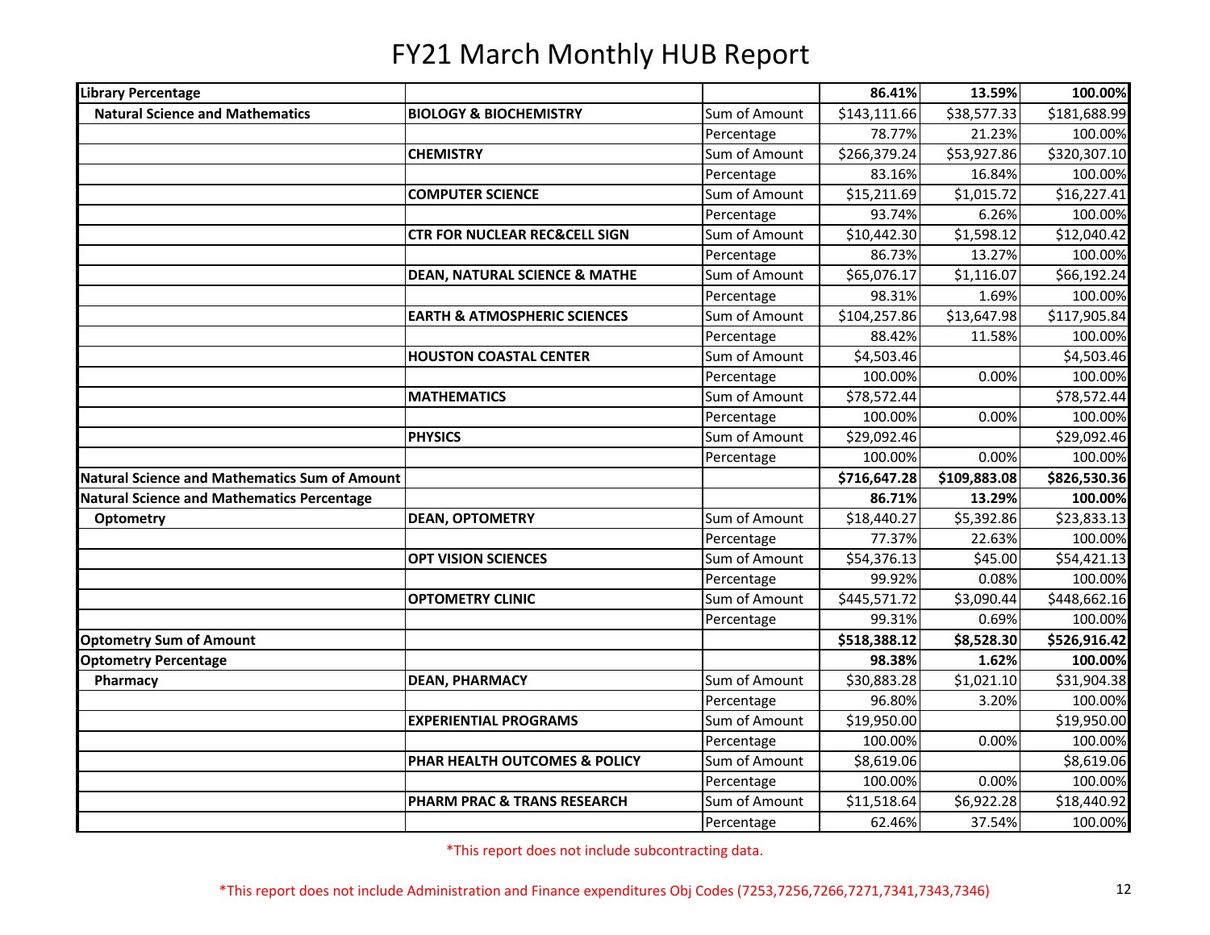# FY21 March Monthly HUB Report

| | | | | | |
|---|---|---|---|---|---|
| **Library Percentage** | | | **86.41%** | **13.59%** | **100.00%** |
| **Natural Science and Mathematics** | **BIOLOGY & BIOCHEMISTRY** | Sum of Amount | $143,111.66 | $38,577.33 | $181,688.99 |
| | | Percentage | 78.77% | 21.23% | 100.00% |
| | **CHEMISTRY** | Sum of Amount | $266,379.24 | $53,927.86 | $320,307.10 |
| | | Percentage | 83.16% | 16.84% | 100.00% |
| | **COMPUTER SCIENCE** | Sum of Amount | $15,211.69 | $1,015.72 | $16,227.41 |
| | | Percentage | 93.74% | 6.26% | 100.00% |
| | **CTR FOR NUCLEAR REC&CELL SIGN** | Sum of Amount | $10,442.30 | $1,598.12 | $12,040.42 |
| | | Percentage | 86.73% | 13.27% | 100.00% |
| | **DEAN, NATURAL SCIENCE & MATHE** | Sum of Amount | $65,076.17 | $1,116.07 | $66,192.24 |
| | | Percentage | 98.31% | 1.69% | 100.00% |
| | **EARTH & ATMOSPHERIC SCIENCES** | Sum of Amount | $104,257.86 | $13,647.98 | $117,905.84 |
| | | Percentage | 88.42% | 11.58% | 100.00% |
| | **HOUSTON COASTAL CENTER** | Sum of Amount | $4,503.46 | | $4,503.46 |
| | | Percentage | 100.00% | 0.00% | 100.00% |
| | **MATHEMATICS** | Sum of Amount | $78,572.44 | | $78,572.44 |
| | | Percentage | 100.00% | 0.00% | 100.00% |
| | **PHYSICS** | Sum of Amount | $29,092.46 | | $29,092.46 |
| | | Percentage | 100.00% | 0.00% | 100.00% |
| **Natural Science and Mathematics Sum of Amount** | | | **$716,647.28** | **$109,883.08** | **$826,530.36** |
| **Natural Science and Mathematics Percentage** | | | **86.71%** | **13.29%** | **100.00%** |
| **Optometry** | **DEAN, OPTOMETRY** | Sum of Amount | $18,440.27 | $5,392.86 | $23,833.13 |
| | | Percentage | 77.37% | 22.63% | 100.00% |
| | **OPT VISION SCIENCES** | Sum of Amount | $54,376.13 | $45.00 | $54,421.13 |
| | | Percentage | 99.92% | 0.08% | 100.00% |
| | **OPTOMETRY CLINIC** | Sum of Amount | $445,571.72 | $3,090.44 | $448,662.16 |
| | | Percentage | 99.31% | 0.69% | 100.00% |
| **Optometry Sum of Amount** | | | **$518,388.12** | **$8,528.30** | **$526,916.42** |
| **Optometry Percentage** | | | **98.38%** | **1.62%** | **100.00%** |
| **Pharmacy** | **DEAN, PHARMACY** | Sum of Amount | $30,883.28 | $1,021.10 | $31,904.38 |
| | | Percentage | 96.80% | 3.20% | 100.00% |
| | **EXPERIENTIAL PROGRAMS** | Sum of Amount | $19,950.00 | | $19,950.00 |
| | | Percentage | 100.00% | 0.00% | 100.00% |
| | **PHAR HEALTH OUTCOMES & POLICY** | Sum of Amount | $8,619.06 | | $8,619.06 |
| | | Percentage | 100.00% | 0.00% | 100.00% |
| | **PHARM PRAC & TRANS RESEARCH** | Sum of Amount | $11,518.64 | $6,922.28 | $18,440.92 |
| | | Percentage | 62.46% | 37.54% | 100.00% |

*This report does not include subcontracting data.

*This report does not include Administration and Finance expenditures Obj Codes (7253,7256,7266,7271,7341,7343,7346)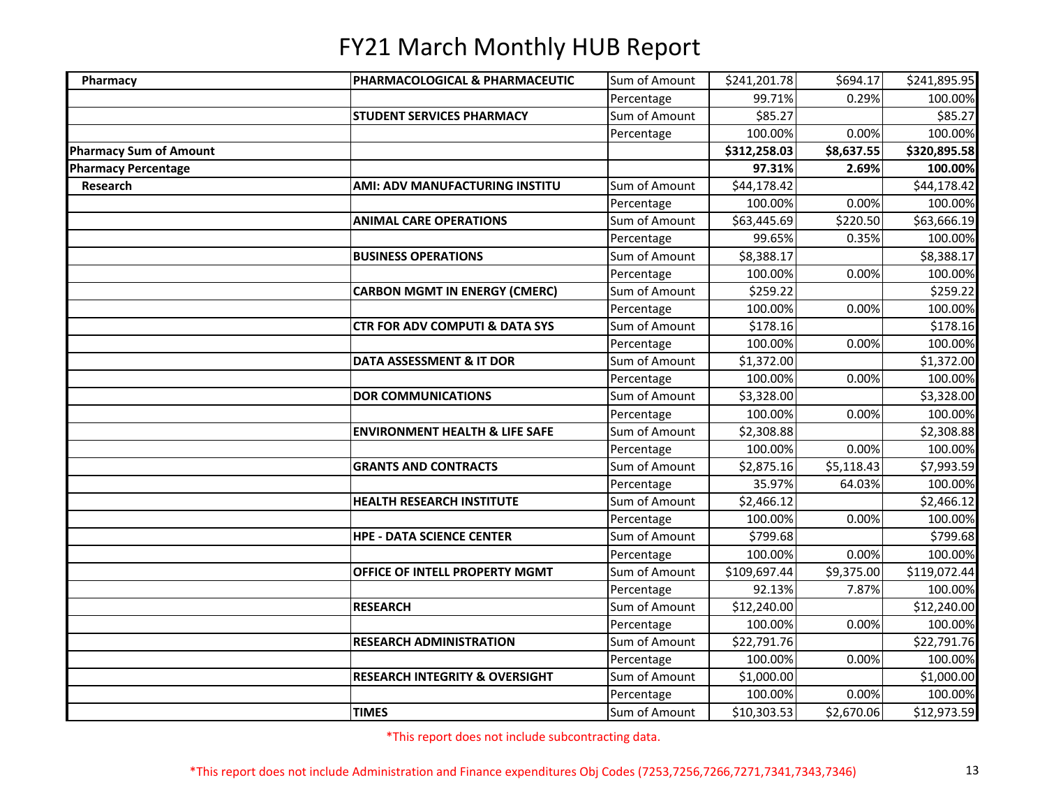# FY21 March Monthly HUB Report

| | | | | | |
|---|---|---|---|---|---|
| **Pharmacy** | **PHARMACOLOGICAL & PHARMACEUTIC** | Sum of Amount | $241,201.78 | $694.17 | $241,895.95 |
| | | Percentage | 99.71% | 0.29% | 100.00% |
| | **STUDENT SERVICES PHARMACY** | Sum of Amount | $85.27 | | $85.27 |
| | | Percentage | 100.00% | 0.00% | 100.00% |
| **Pharmacy Sum of Amount** | | | **$312,258.03** | **$8,637.55** | **$320,895.58** |
| **Pharmacy Percentage** | | | **97.31%** | **2.69%** | **100.00%** |
| **Research** | **AMI: ADV MANUFACTURING INSTITU** | Sum of Amount | $44,178.42 | | $44,178.42 |
| | | Percentage | 100.00% | 0.00% | 100.00% |
| | **ANIMAL CARE OPERATIONS** | Sum of Amount | $63,445.69 | $220.50 | $63,666.19 |
| | | Percentage | 99.65% | 0.35% | 100.00% |
| | **BUSINESS OPERATIONS** | Sum of Amount | $8,388.17 | | $8,388.17 |
| | | Percentage | 100.00% | 0.00% | 100.00% |
| | **CARBON MGMT IN ENERGY (CMERC)** | Sum of Amount | $259.22 | | $259.22 |
| | | Percentage | 100.00% | 0.00% | 100.00% |
| | **CTR FOR ADV COMPUTI & DATA SYS** | Sum of Amount | $178.16 | | $178.16 |
| | | Percentage | 100.00% | 0.00% | 100.00% |
| | **DATA ASSESSMENT & IT DOR** | Sum of Amount | $1,372.00 | | $1,372.00 |
| | | Percentage | 100.00% | 0.00% | 100.00% |
| | **DOR COMMUNICATIONS** | Sum of Amount | $3,328.00 | | $3,328.00 |
| | | Percentage | 100.00% | 0.00% | 100.00% |
| | **ENVIRONMENT HEALTH & LIFE SAFE** | Sum of Amount | $2,308.88 | | $2,308.88 |
| | | Percentage | 100.00% | 0.00% | 100.00% |
| | **GRANTS AND CONTRACTS** | Sum of Amount | $2,875.16 | $5,118.43 | $7,993.59 |
| | | Percentage | 35.97% | 64.03% | 100.00% |
| | **HEALTH RESEARCH INSTITUTE** | Sum of Amount | $2,466.12 | | $2,466.12 |
| | | Percentage | 100.00% | 0.00% | 100.00% |
| | **HPE - DATA SCIENCE CENTER** | Sum of Amount | $799.68 | | $799.68 |
| | | Percentage | 100.00% | 0.00% | 100.00% |
| | **OFFICE OF INTELL PROPERTY MGMT** | Sum of Amount | $109,697.44 | $9,375.00 | $119,072.44 |
| | | Percentage | 92.13% | 7.87% | 100.00% |
| | **RESEARCH** | Sum of Amount | $12,240.00 | | $12,240.00 |
| | | Percentage | 100.00% | 0.00% | 100.00% |
| | **RESEARCH ADMINISTRATION** | Sum of Amount | $22,791.76 | | $22,791.76 |
| | | Percentage | 100.00% | 0.00% | 100.00% |
| | **RESEARCH INTEGRITY & OVERSIGHT** | Sum of Amount | $1,000.00 | | $1,000.00 |
| | | Percentage | 100.00% | 0.00% | 100.00% |
| | **TIMES** | Sum of Amount | $10,303.53 | $2,670.06 | $12,973.59 |

*This report does not include subcontracting data.

*This report does not include Administration and Finance expenditures Obj Codes (7253,7256,7266,7271,7341,7343,7346)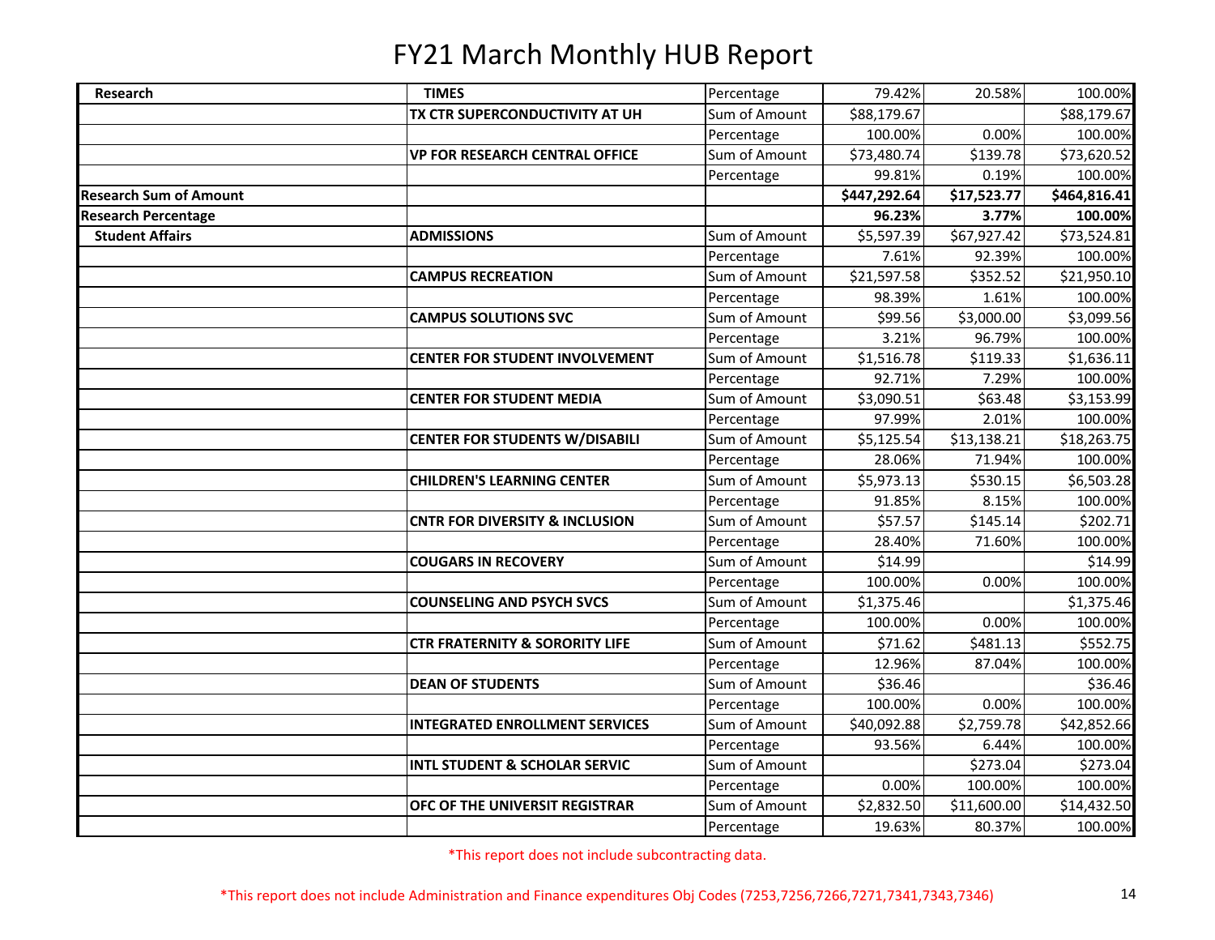# FY21 March Monthly HUB Report

| | | | | | |
|---|---|---|---|---|---|
| **Research** | **TIMES** | Percentage | 79.42% | 20.58% | 100.00% |
| | **TX CTR SUPERCONDUCTIVITY AT UH** | Sum of Amount | $88,179.67 | | $88,179.67 |
| | | Percentage | 100.00% | 0.00% | 100.00% |
| | **VP FOR RESEARCH CENTRAL OFFICE** | Sum of Amount | $73,480.74 | $139.78 | $73,620.52 |
| | | Percentage | 99.81% | 0.19% | 100.00% |
| **Research Sum of Amount** | | | **$447,292.64** | **$17,523.77** | **$464,816.41** |
| **Research Percentage** | | | **96.23%** | **3.77%** | **100.00%** |
| **Student Affairs** | **ADMISSIONS** | Sum of Amount | $5,597.39 | $67,927.42 | $73,524.81 |
| | | Percentage | 7.61% | 92.39% | 100.00% |
| | **CAMPUS RECREATION** | Sum of Amount | $21,597.58 | $352.52 | $21,950.10 |
| | | Percentage | 98.39% | 1.61% | 100.00% |
| | **CAMPUS SOLUTIONS SVC** | Sum of Amount | $99.56 | $3,000.00 | $3,099.56 |
| | | Percentage | 3.21% | 96.79% | 100.00% |
| | **CENTER FOR STUDENT INVOLVEMENT** | Sum of Amount | $1,516.78 | $119.33 | $1,636.11 |
| | | Percentage | 92.71% | 7.29% | 100.00% |
| | **CENTER FOR STUDENT MEDIA** | Sum of Amount | $3,090.51 | $63.48 | $3,153.99 |
| | | Percentage | 97.99% | 2.01% | 100.00% |
| | **CENTER FOR STUDENTS W/DISABILI** | Sum of Amount | $5,125.54 | $13,138.21 | $18,263.75 |
| | | Percentage | 28.06% | 71.94% | 100.00% |
| | **CHILDREN'S LEARNING CENTER** | Sum of Amount | $5,973.13 | $530.15 | $6,503.28 |
| | | Percentage | 91.85% | 8.15% | 100.00% |
| | **CNTR FOR DIVERSITY & INCLUSION** | Sum of Amount | $57.57 | $145.14 | $202.71 |
| | | Percentage | 28.40% | 71.60% | 100.00% |
| | **COUGARS IN RECOVERY** | Sum of Amount | $14.99 | | $14.99 |
| | | Percentage | 100.00% | 0.00% | 100.00% |
| | **COUNSELING AND PSYCH SVCS** | Sum of Amount | $1,375.46 | | $1,375.46 |
| | | Percentage | 100.00% | 0.00% | 100.00% |
| | **CTR FRATERNITY & SORORITY LIFE** | Sum of Amount | $71.62 | $481.13 | $552.75 |
| | | Percentage | 12.96% | 87.04% | 100.00% |
| | **DEAN OF STUDENTS** | Sum of Amount | $36.46 | | $36.46 |
| | | Percentage | 100.00% | 0.00% | 100.00% |
| | **INTEGRATED ENROLLMENT SERVICES** | Sum of Amount | $40,092.88 | $2,759.78 | $42,852.66 |
| | | Percentage | 93.56% | 6.44% | 100.00% |
| | **INTL STUDENT & SCHOLAR SERVIC** | Sum of Amount | | $273.04 | $273.04 |
| | | Percentage | 0.00% | 100.00% | 100.00% |
| | **OFC OF THE UNIVERSIT REGISTRAR** | Sum of Amount | $2,832.50 | $11,600.00 | $14,432.50 |
| | | Percentage | 19.63% | 80.37% | 100.00% |

*This report does not include subcontracting data.

*This report does not include Administration and Finance expenditures Obj Codes (7253,7256,7266,7271,7341,7343,7346)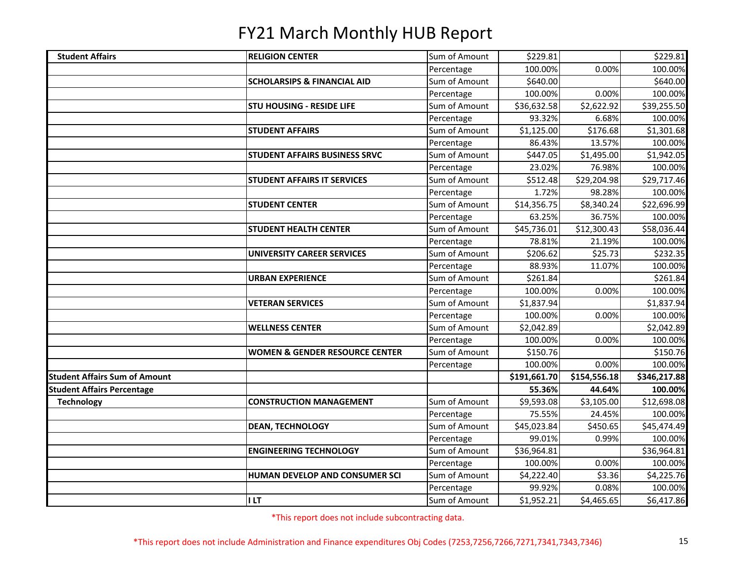# FY21 March Monthly HUB Report

| | | | | | |
|---|---|---|---|---|---|
| **Student Affairs** | **RELIGION CENTER** | Sum of Amount | $229.81 | | $229.81 |
| | | Percentage | 100.00% | 0.00% | 100.00% |
| | **SCHOLARSIPS & FINANCIAL AID** | Sum of Amount | $640.00 | | $640.00 |
| | | Percentage | 100.00% | 0.00% | 100.00% |
| | **STU HOUSING - RESIDE LIFE** | Sum of Amount | $36,632.58 | $2,622.92 | $39,255.50 |
| | | Percentage | 93.32% | 6.68% | 100.00% |
| | **STUDENT AFFAIRS** | Sum of Amount | $1,125.00 | $176.68 | $1,301.68 |
| | | Percentage | 86.43% | 13.57% | 100.00% |
| | **STUDENT AFFAIRS BUSINESS SRVC** | Sum of Amount | $447.05 | $1,495.00 | $1,942.05 |
| | | Percentage | 23.02% | 76.98% | 100.00% |
| | **STUDENT AFFAIRS IT SERVICES** | Sum of Amount | $512.48 | $29,204.98 | $29,717.46 |
| | | Percentage | 1.72% | 98.28% | 100.00% |
| | **STUDENT CENTER** | Sum of Amount | $14,356.75 | $8,340.24 | $22,696.99 |
| | | Percentage | 63.25% | 36.75% | 100.00% |
| | **STUDENT HEALTH CENTER** | Sum of Amount | $45,736.01 | $12,300.43 | $58,036.44 |
| | | Percentage | 78.81% | 21.19% | 100.00% |
| | **UNIVERSITY CAREER SERVICES** | Sum of Amount | $206.62 | $25.73 | $232.35 |
| | | Percentage | 88.93% | 11.07% | 100.00% |
| | **URBAN EXPERIENCE** | Sum of Amount | $261.84 | | $261.84 |
| | | Percentage | 100.00% | 0.00% | 100.00% |
| | **VETERAN SERVICES** | Sum of Amount | $1,837.94 | | $1,837.94 |
| | | Percentage | 100.00% | 0.00% | 100.00% |
| | **WELLNESS CENTER** | Sum of Amount | $2,042.89 | | $2,042.89 |
| | | Percentage | 100.00% | 0.00% | 100.00% |
| | **WOMEN & GENDER RESOURCE CENTER** | Sum of Amount | $150.76 | | $150.76 |
| | | Percentage | 100.00% | 0.00% | 100.00% |
| **Student Affairs Sum of Amount** | | | **$191,661.70** | **$154,556.18** | **$346,217.88** |
| **Student Affairs Percentage** | | | **55.36%** | **44.64%** | **100.00%** |
| **Technology** | **CONSTRUCTION MANAGEMENT** | Sum of Amount | $9,593.08 | $3,105.00 | $12,698.08 |
| | | Percentage | 75.55% | 24.45% | 100.00% |
| | **DEAN, TECHNOLOGY** | Sum of Amount | $45,023.84 | $450.65 | $45,474.49 |
| | | Percentage | 99.01% | 0.99% | 100.00% |
| | **ENGINEERING TECHNOLOGY** | Sum of Amount | $36,964.81 | | $36,964.81 |
| | | Percentage | 100.00% | 0.00% | 100.00% |
| | **HUMAN DEVELOP AND CONSUMER SCI** | Sum of Amount | $4,222.40 | $3.36 | $4,225.76 |
| | | Percentage | 99.92% | 0.08% | 100.00% |
| | **I LT** | Sum of Amount | $1,952.21 | $4,465.65 | $6,417.86 |

*This report does not include subcontracting data.

*This report does not include Administration and Finance expenditures Obj Codes (7253,7256,7266,7271,7341,7343,7346)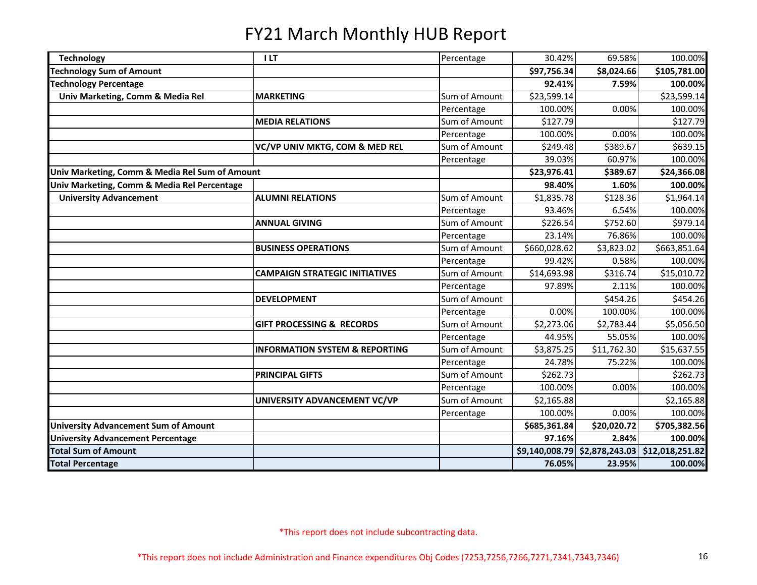# FY21 March Monthly HUB Report

| | | | | | |
|---|---|---|---|---|---|
| **Technology** | **I LT** | Percentage | 30.42% | 69.58% | 100.00% |
| **Technology Sum of Amount** | | | **$97,756.34** | **$8,024.66** | **$105,781.00** |
| **Technology Percentage** | | | **92.41%** | **7.59%** | **100.00%** |
| **Univ Marketing, Comm & Media Rel** | **MARKETING** | Sum of Amount | $23,599.14 | | $23,599.14 |
| | | Percentage | 100.00% | 0.00% | 100.00% |
| | **MEDIA RELATIONS** | Sum of Amount | $127.79 | | $127.79 |
| | | Percentage | 100.00% | 0.00% | 100.00% |
| | **VC/VP UNIV MKTG, COM & MED REL** | Sum of Amount | $249.48 | $389.67 | $639.15 |
| | | Percentage | 39.03% | 60.97% | 100.00% |
| **Univ Marketing, Comm & Media Rel Sum of Amount** | | | **$23,976.41** | **$389.67** | **$24,366.08** |
| **Univ Marketing, Comm & Media Rel Percentage** | | | **98.40%** | **1.60%** | **100.00%** |
| **University Advancement** | **ALUMNI RELATIONS** | Sum of Amount | $1,835.78 | $128.36 | $1,964.14 |
| | | Percentage | 93.46% | 6.54% | 100.00% |
| | **ANNUAL GIVING** | Sum of Amount | $226.54 | $752.60 | $979.14 |
| | | Percentage | 23.14% | 76.86% | 100.00% |
| | **BUSINESS OPERATIONS** | Sum of Amount | $660,028.62 | $3,823.02 | $663,851.64 |
| | | Percentage | 99.42% | 0.58% | 100.00% |
| | **CAMPAIGN STRATEGIC INITIATIVES** | Sum of Amount | $14,693.98 | $316.74 | $15,010.72 |
| | | Percentage | 97.89% | 2.11% | 100.00% |
| | **DEVELOPMENT** | Sum of Amount | | $454.26 | $454.26 |
| | | Percentage | 0.00% | 100.00% | 100.00% |
| | **GIFT PROCESSING & RECORDS** | Sum of Amount | $2,273.06 | $2,783.44 | $5,056.50 |
| | | Percentage | 44.95% | 55.05% | 100.00% |
| | **INFORMATION SYSTEM & REPORTING** | Sum of Amount | $3,875.25 | $11,762.30 | $15,637.55 |
| | | Percentage | 24.78% | 75.22% | 100.00% |
| | **PRINCIPAL GIFTS** | Sum of Amount | $262.73 | | $262.73 |
| | | Percentage | 100.00% | 0.00% | 100.00% |
| | **UNIVERSITY ADVANCEMENT VC/VP** | Sum of Amount | $2,165.88 | | $2,165.88 |
| | | Percentage | 100.00% | 0.00% | 100.00% |
| **University Advancement Sum of Amount** | | | **$685,361.84** | **$20,020.72** | **$705,382.56** |
| **University Advancement Percentage** | | | **97.16%** | **2.84%** | **100.00%** |
| **Total Sum of Amount** | | | **$9,140,008.79** | **$2,878,243.03** | **$12,018,251.82** |
| **Total Percentage** | | | **76.05%** | **23.95%** | **100.00%** |

*This report does not include subcontracting data.

*This report does not include Administration and Finance expenditures Obj Codes (7253,7256,7266,7271,7341,7343,7346)